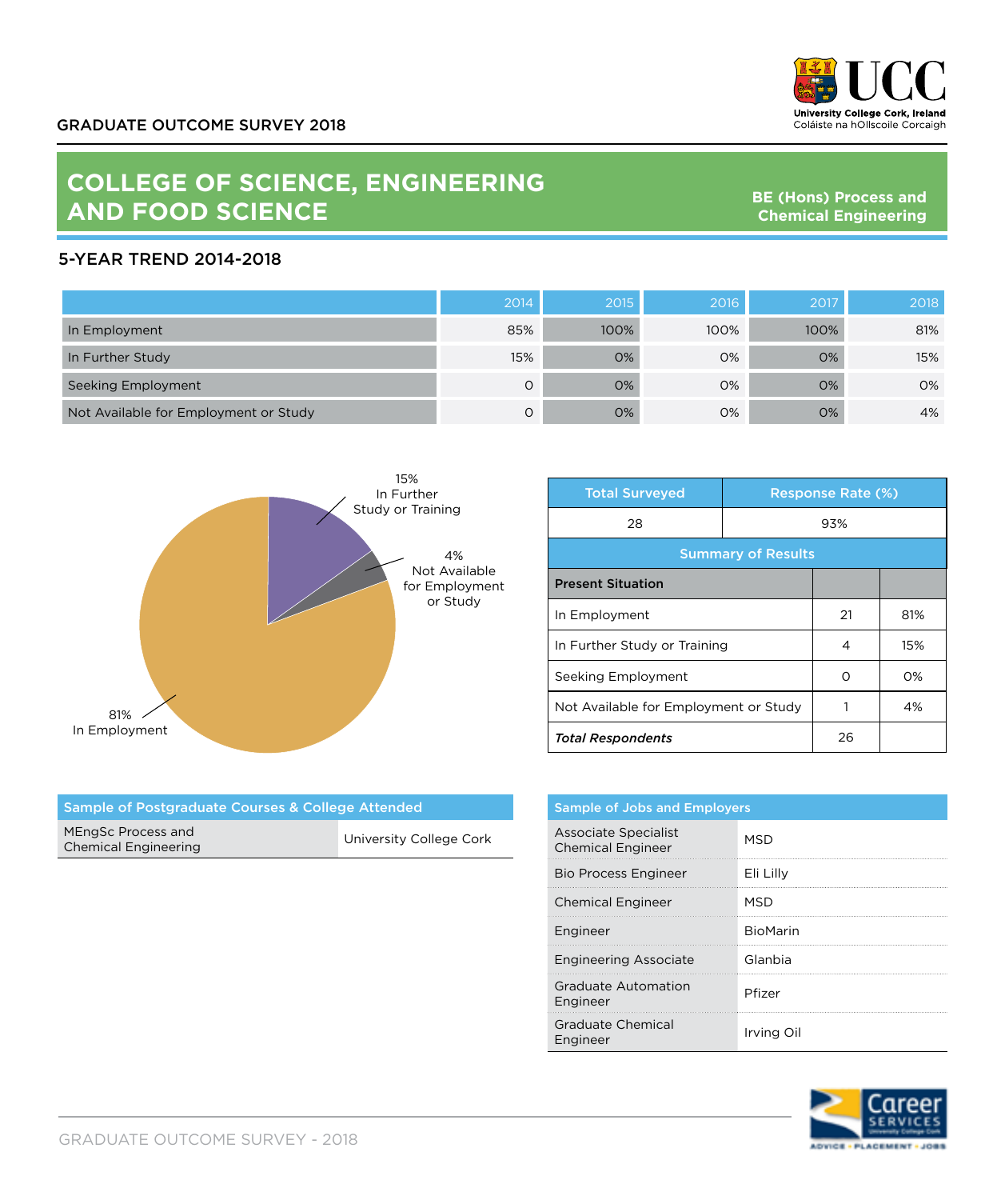GRADUATE OUTCOME SURVEY 2018

# COLLEGE OF SCIENCE, ENGINEERING AND FOOD SCIENCE

**BE (Hons) Process and Chemical Engineering**

## 5-YEAR TREND 2014-2018

| | 2014 | 2015 | 2016 | 2017 | 2018 |
|---|---|---|---|---|---|
| In Employment | 85% | 100% | 100% | 100% | 81% |
| In Further Study | 15% | 0% | 0% | 0% | 15% |
| Seeking Employment | 0 | 0% | 0% | 0% | 0% |
| Not Available for Employment or Study | 0 | 0% | 0% | 0% | 4% |

15% In Further Study or Training

4% Not Available for Employment or Study

81% In Employment

| Total Surveyed | Response Rate (%) |
|---|---|
| 28 | 93% |

**Summary of Results**

| Present Situation | | |
|---|---|---|
| In Employment | 21 | 81% |
| In Further Study or Training | 4 | 15% |
| Seeking Employment | 0 | 0% |
| Not Available for Employment or Study | 1 | 4% |
| ***Total Respondents*** | 26 | |

| Sample of Postgraduate Courses & College Attended | |
|---|---|
| MEngSc Process and Chemical Engineering | University College Cork |

| Sample of Jobs and Employers | |
|---|---|
| Associate Specialist Chemical Engineer | MSD |
| Bio Process Engineer | Eli Lilly |
| Chemical Engineer | MSD |
| Engineer | BioMarin |
| Engineering Associate | Glanbia |
| Graduate Automation Engineer | Pfizer |
| Graduate Chemical Engineer | Irving Oil |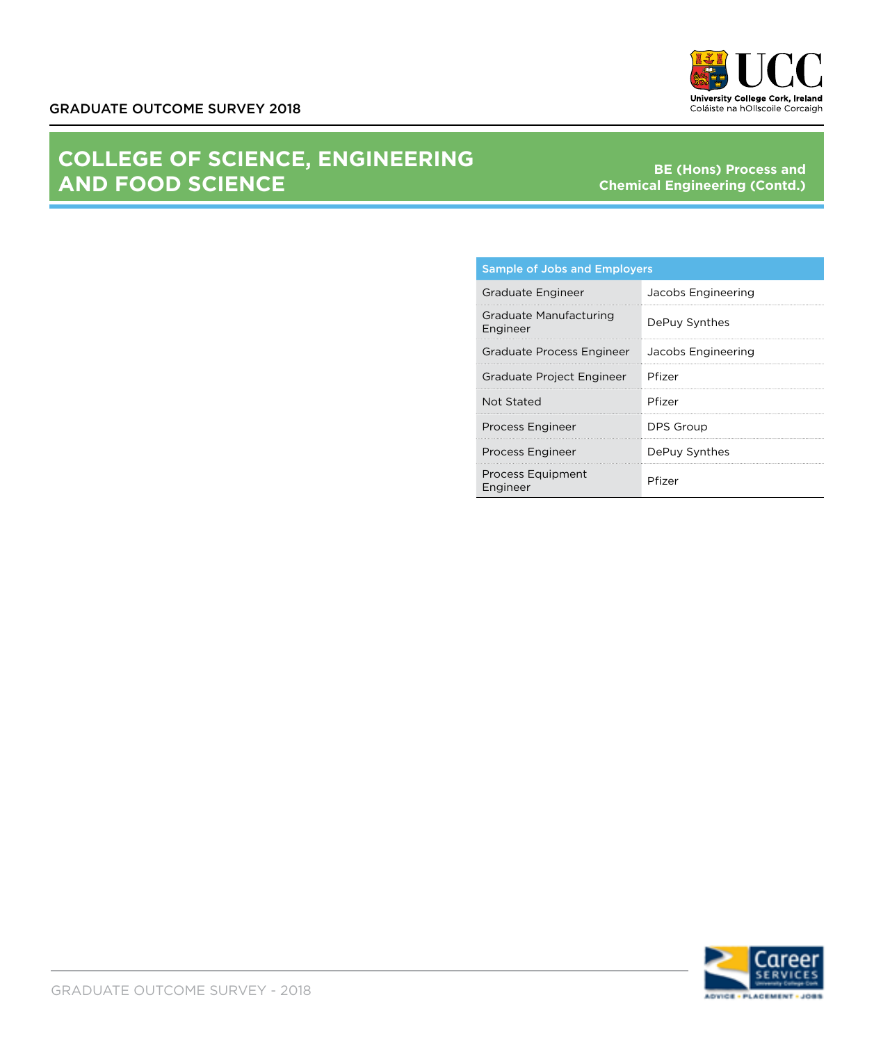# COLLEGE OF SCIENCE, ENGINEERING AND FOOD SCIENCE

## BE (Hons) Process and Chemical Engineering (Contd.)

| Sample of Jobs and Employers | |
|---|---|
| Graduate Engineer | Jacobs Engineering |
| Graduate Manufacturing Engineer | DePuy Synthes |
| Graduate Process Engineer | Jacobs Engineering |
| Graduate Project Engineer | Pfizer |
| Not Stated | Pfizer |
| Process Engineer | DPS Group |
| Process Engineer | DePuy Synthes |
| Process Equipment Engineer | Pfizer |